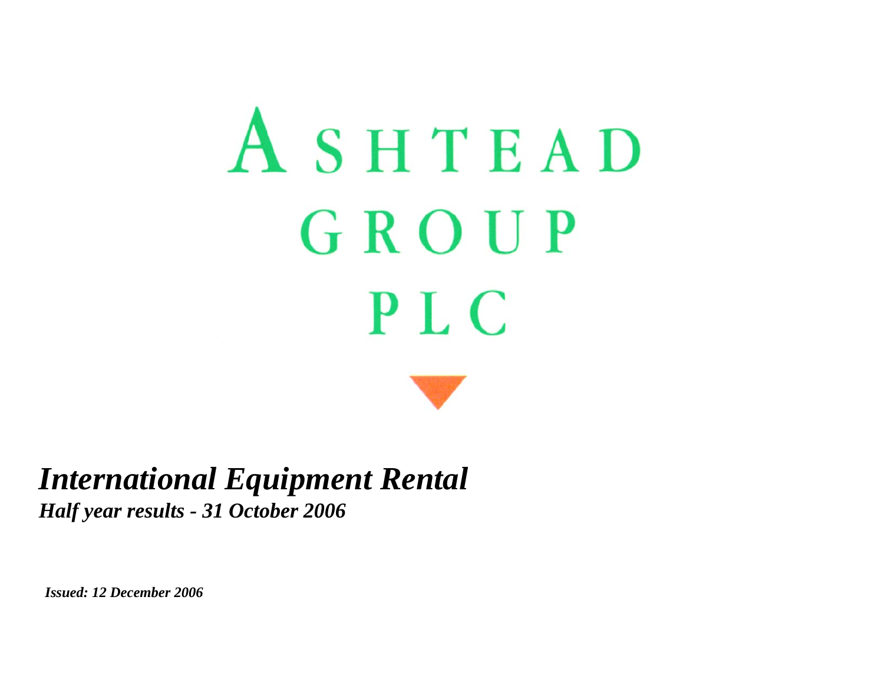# ASHTEAD GROUP PLC

## *International Equipment Rental*

***Half year results - 31 October 2006***

***Issued: 12 December 2006***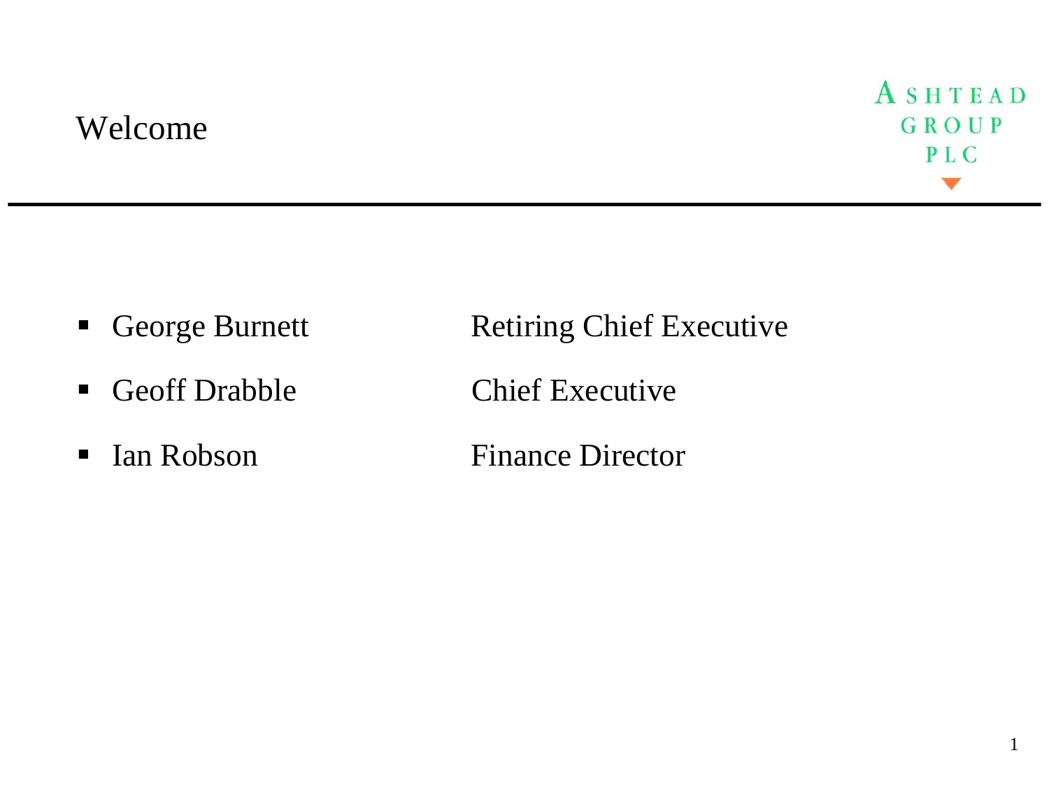# Welcome

ASHTEAD GROUP PLC

- George Burnett — Retiring Chief Executive
- Geoff Drabble — Chief Executive
- Ian Robson — Finance Director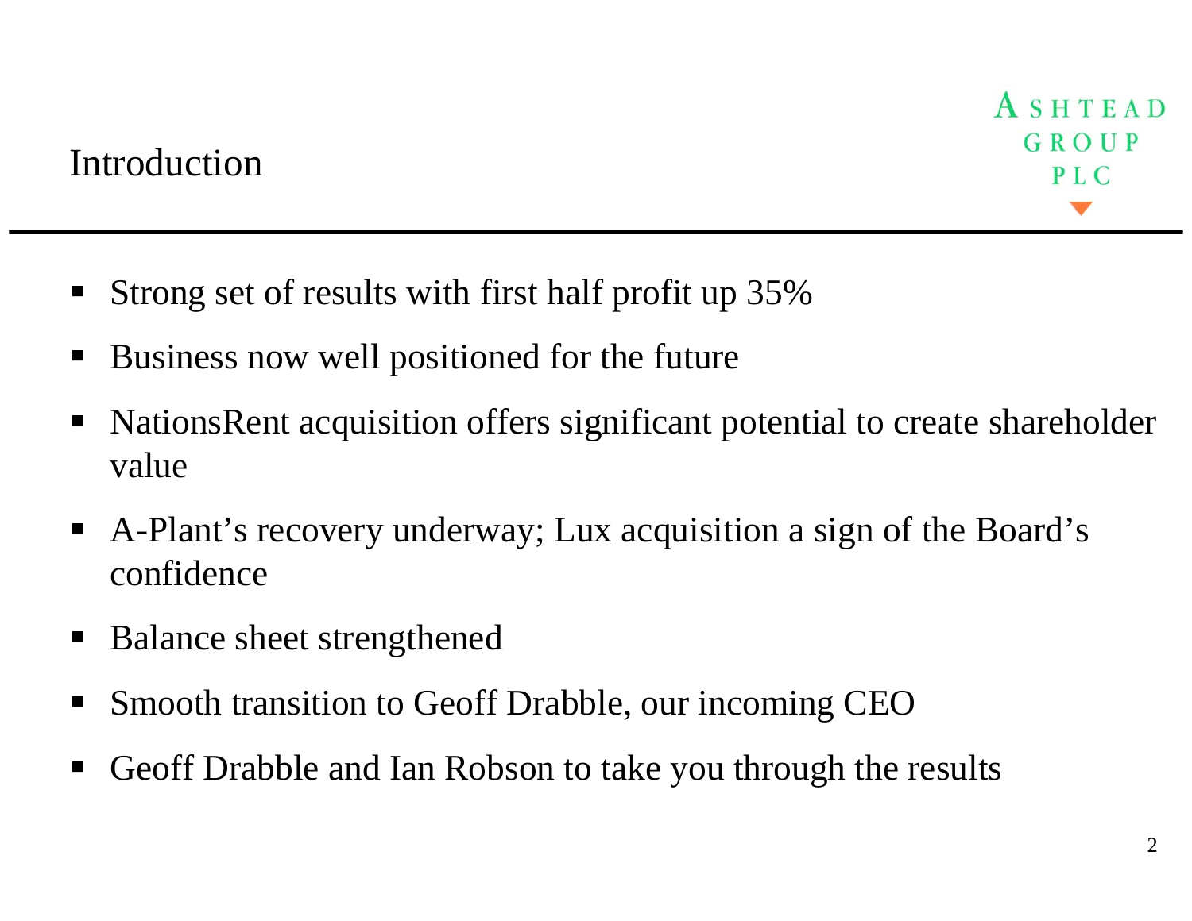# Introduction

- Strong set of results with first half profit up 35%
- Business now well positioned for the future
- NationsRent acquisition offers significant potential to create shareholder value
- A-Plant's recovery underway; Lux acquisition a sign of the Board's confidence
- Balance sheet strengthened
- Smooth transition to Geoff Drabble, our incoming CEO
- Geoff Drabble and Ian Robson to take you through the results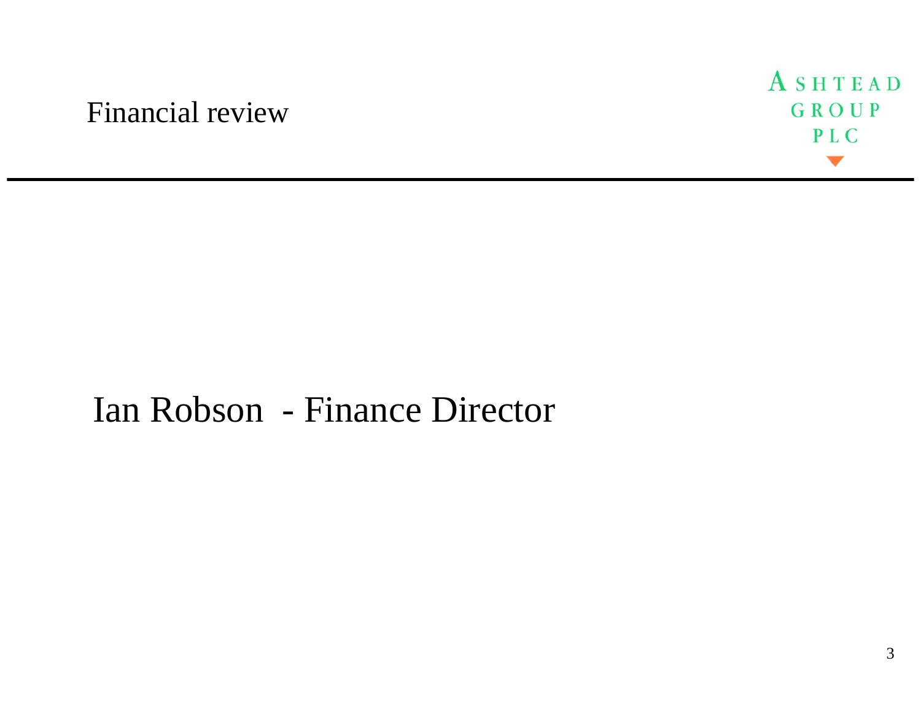# Financial review

Ian Robson - Finance Director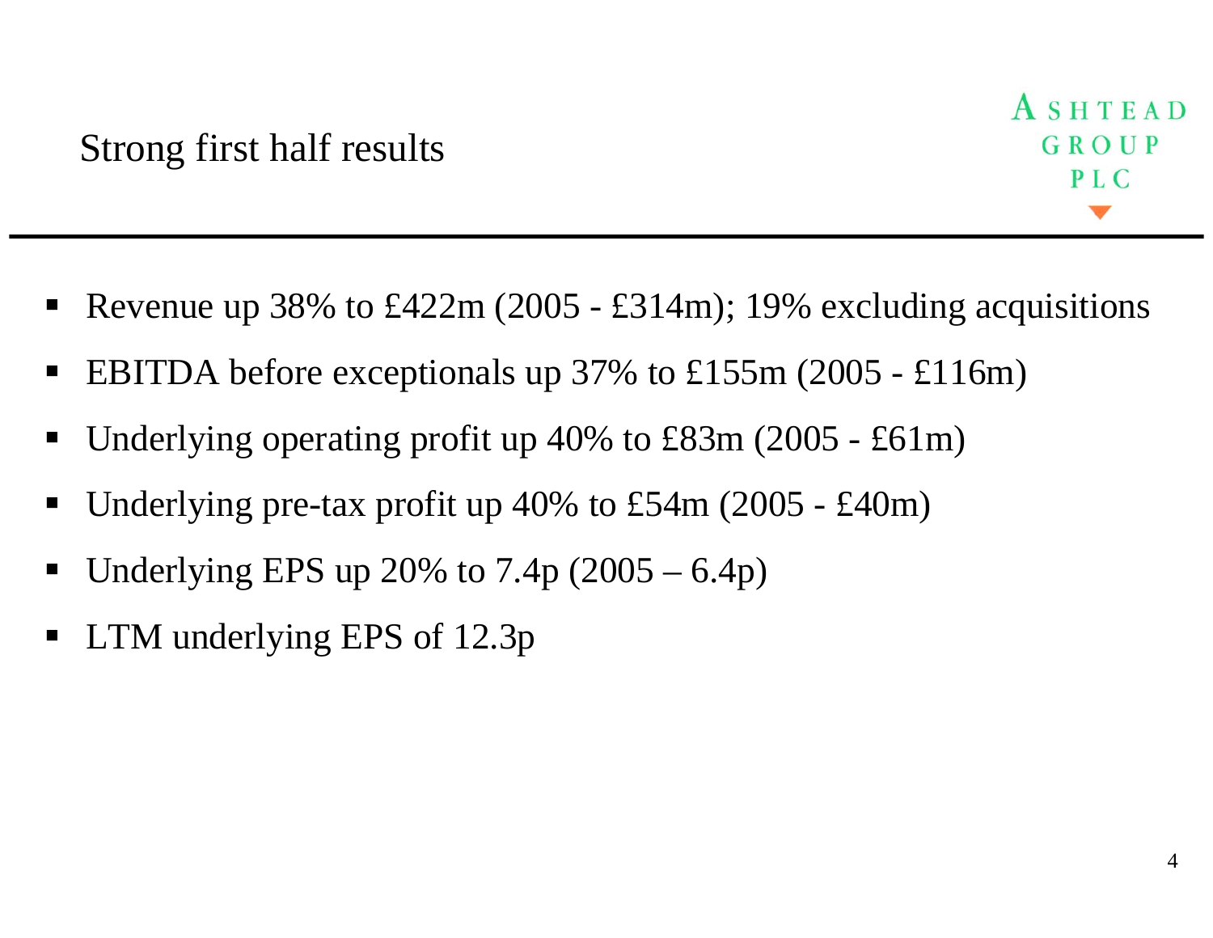# Strong first half results

ASHTEAD GROUP PLC

- Revenue up 38% to £422m (2005 - £314m); 19% excluding acquisitions
- EBITDA before exceptionals up 37% to £155m (2005 - £116m)
- Underlying operating profit up 40% to £83m (2005 - £61m)
- Underlying pre-tax profit up 40% to £54m (2005 - £40m)
- Underlying EPS up 20% to 7.4p (2005 – 6.4p)
- LTM underlying EPS of 12.3p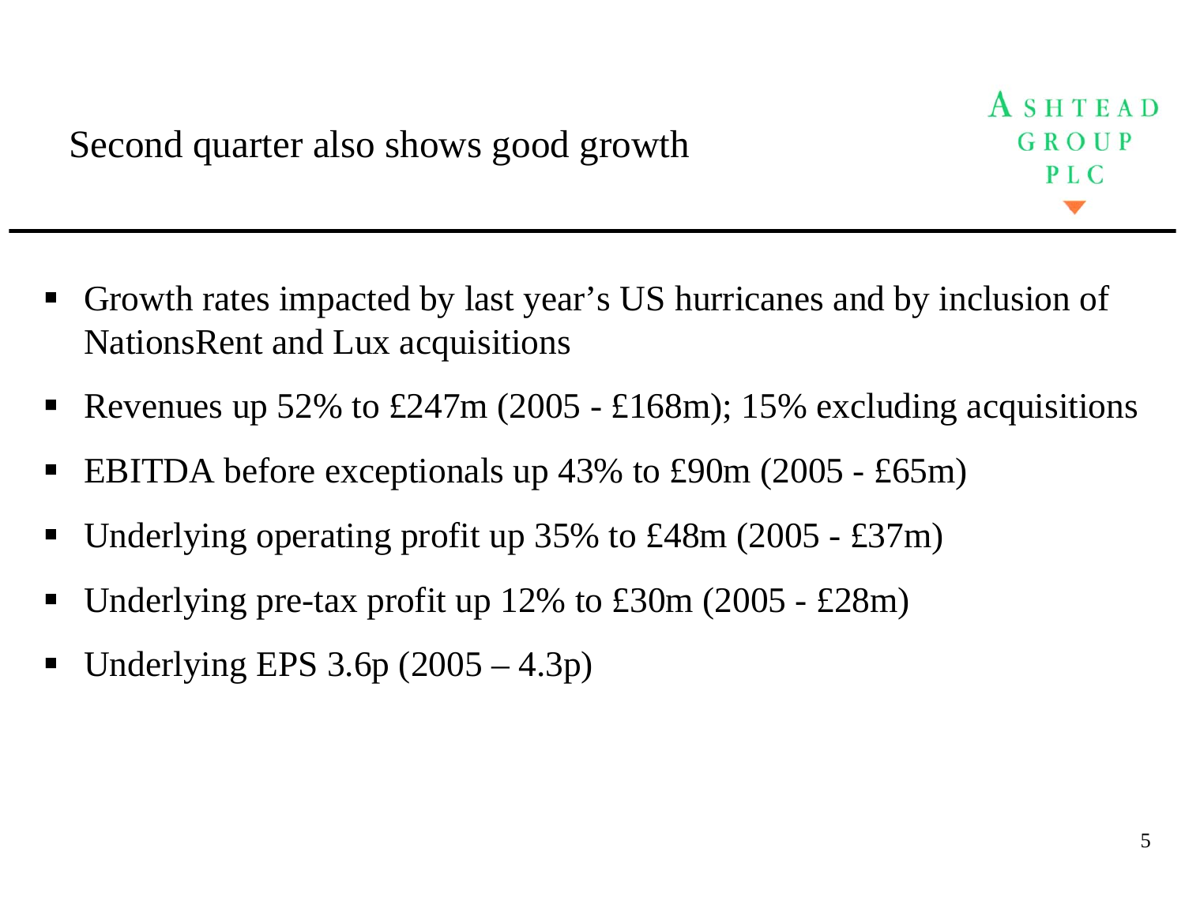# Second quarter also shows good growth

ASHTEAD GROUP PLC

- Growth rates impacted by last year's US hurricanes and by inclusion of NationsRent and Lux acquisitions
- Revenues up 52% to £247m (2005 - £168m); 15% excluding acquisitions
- EBITDA before exceptionals up 43% to £90m (2005 - £65m)
- Underlying operating profit up 35% to £48m (2005 - £37m)
- Underlying pre-tax profit up 12% to £30m (2005 - £28m)
- Underlying EPS 3.6p (2005 – 4.3p)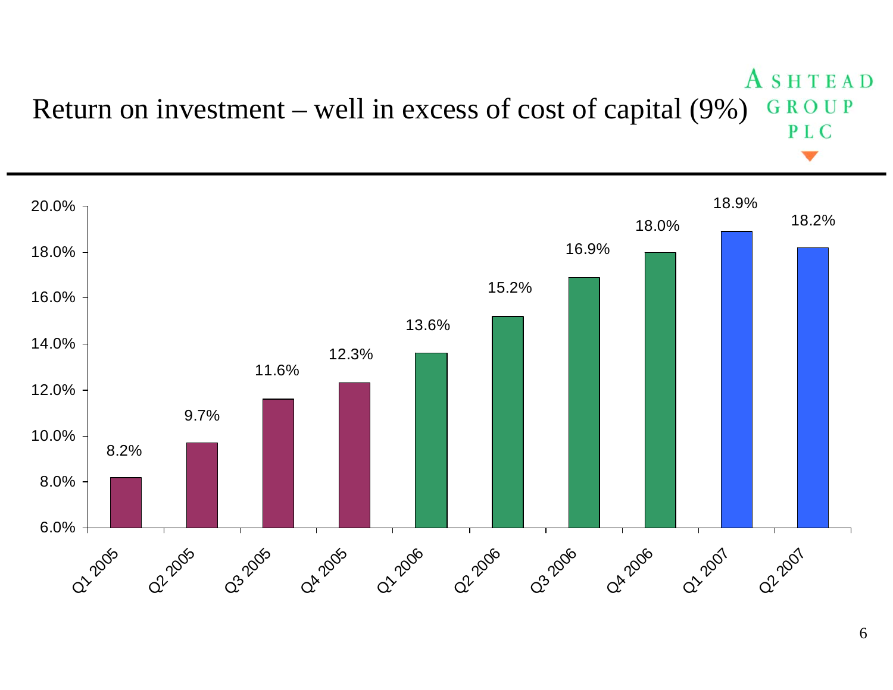# Return on investment – well in excess of cost of capital (9%)

ASHTEAD GROUP PLC

| Quarter | Return on investment |
|---|---|
| Q1 2005 | 8.2% |
| Q2 2005 | 9.7% |
| Q3 2005 | 11.6% |
| Q4 2005 | 12.3% |
| Q1 2006 | 13.6% |
| Q2 2006 | 15.2% |
| Q3 2006 | 16.9% |
| Q4 2006 | 18.0% |
| Q1 2007 | 18.9% |
| Q2 2007 | 18.2% |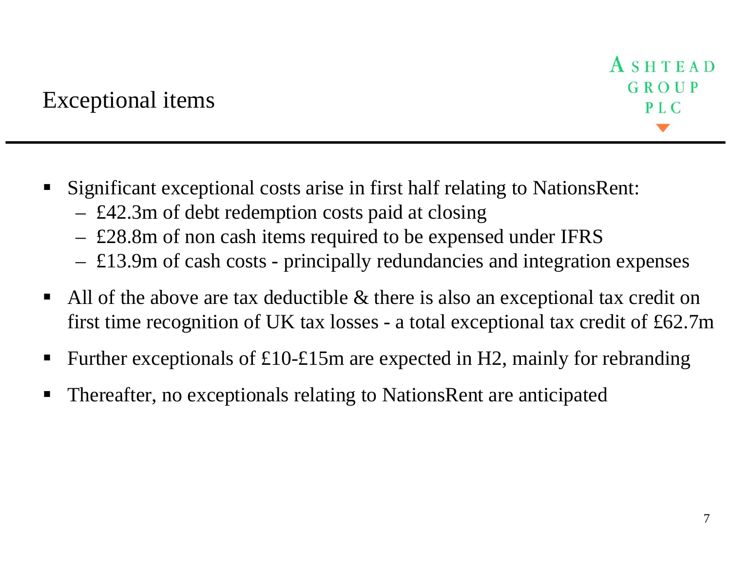# Exceptional items

- Significant exceptional costs arise in first half relating to NationsRent:
  - £42.3m of debt redemption costs paid at closing
  - £28.8m of non cash items required to be expensed under IFRS
  - £13.9m of cash costs - principally redundancies and integration expenses
- All of the above are tax deductible & there is also an exceptional tax credit on first time recognition of UK tax losses - a total exceptional tax credit of £62.7m
- Further exceptionals of £10-£15m are expected in H2, mainly for rebranding
- Thereafter, no exceptionals relating to NationsRent are anticipated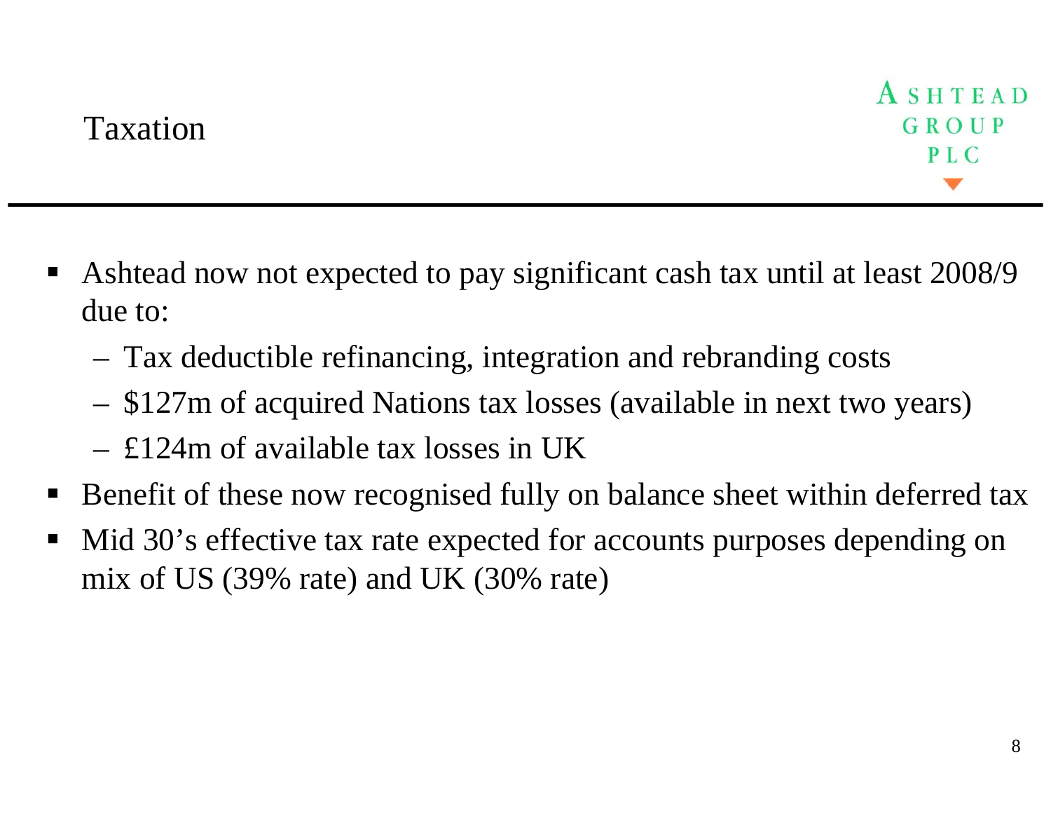# Taxation

- Ashtead now not expected to pay significant cash tax until at least 2008/9 due to:
  - Tax deductible refinancing, integration and rebranding costs
  - $127m of acquired Nations tax losses (available in next two years)
  - £124m of available tax losses in UK
- Benefit of these now recognised fully on balance sheet within deferred tax
- Mid 30's effective tax rate expected for accounts purposes depending on mix of US (39% rate) and UK (30% rate)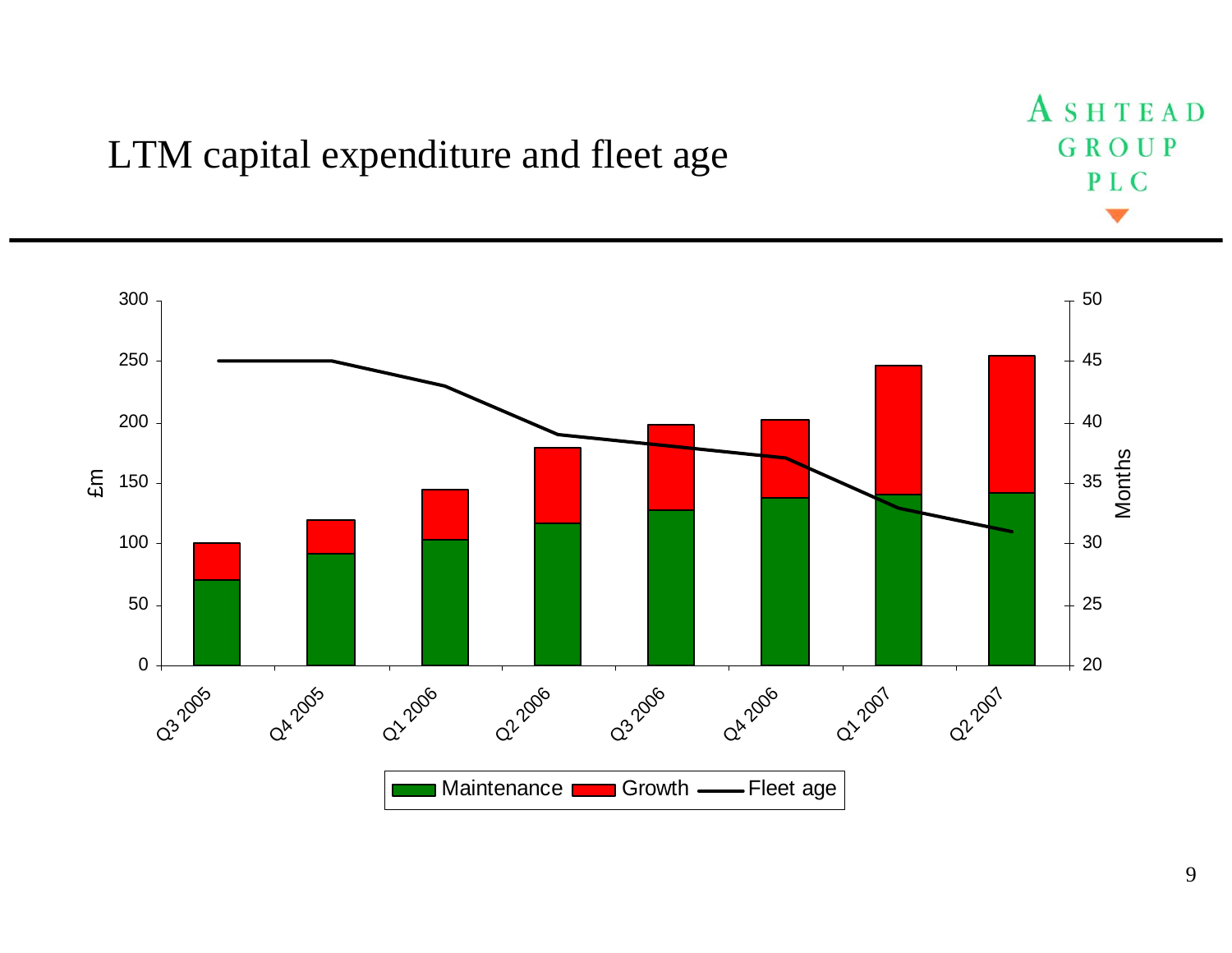# LTM capital expenditure and fleet age

ASHTEAD GROUP PLC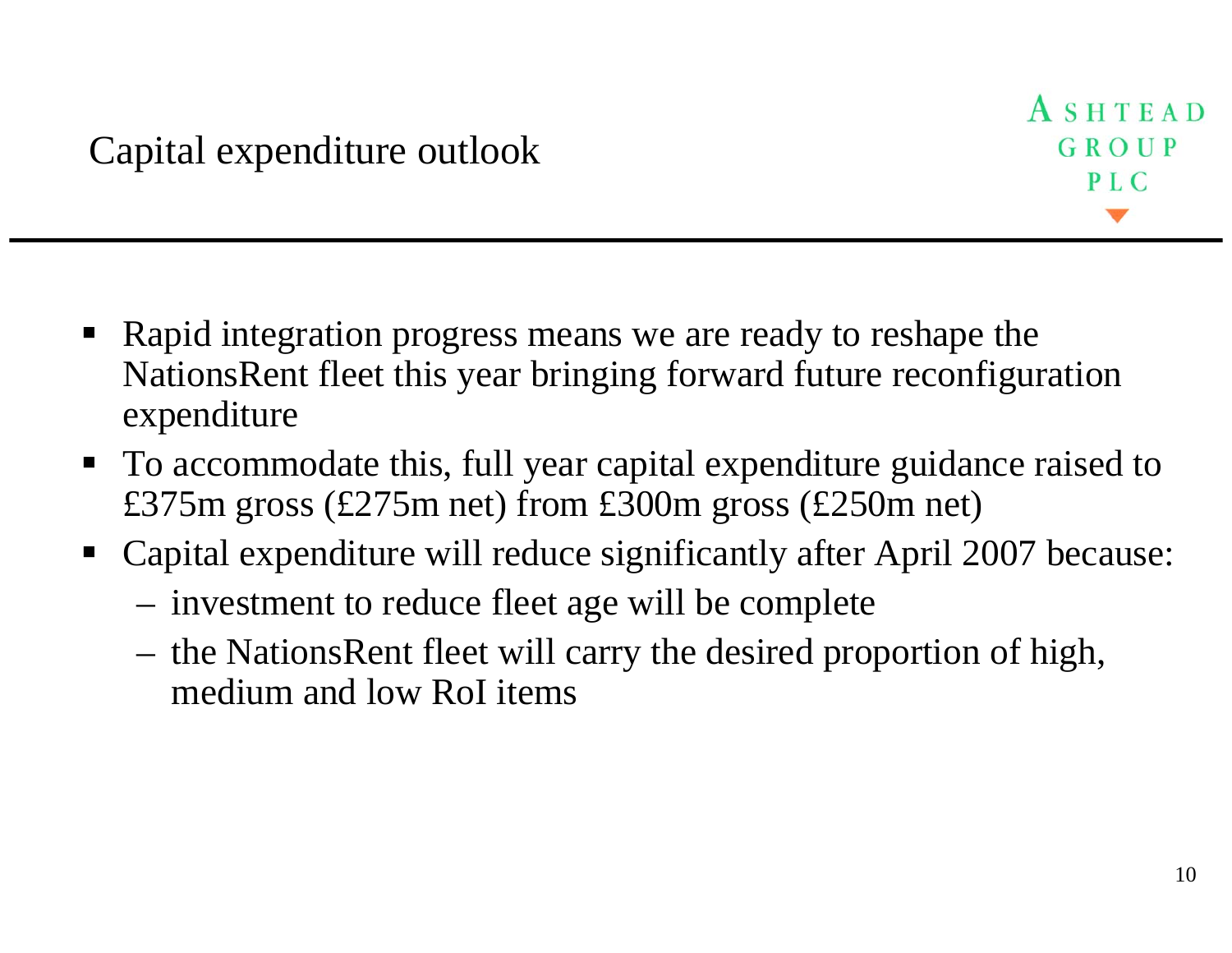# Capital expenditure outlook

- Rapid integration progress means we are ready to reshape the NationsRent fleet this year bringing forward future reconfiguration expenditure
- To accommodate this, full year capital expenditure guidance raised to £375m gross (£275m net) from £300m gross (£250m net)
- Capital expenditure will reduce significantly after April 2007 because:
  - investment to reduce fleet age will be complete
  - the NationsRent fleet will carry the desired proportion of high, medium and low RoI items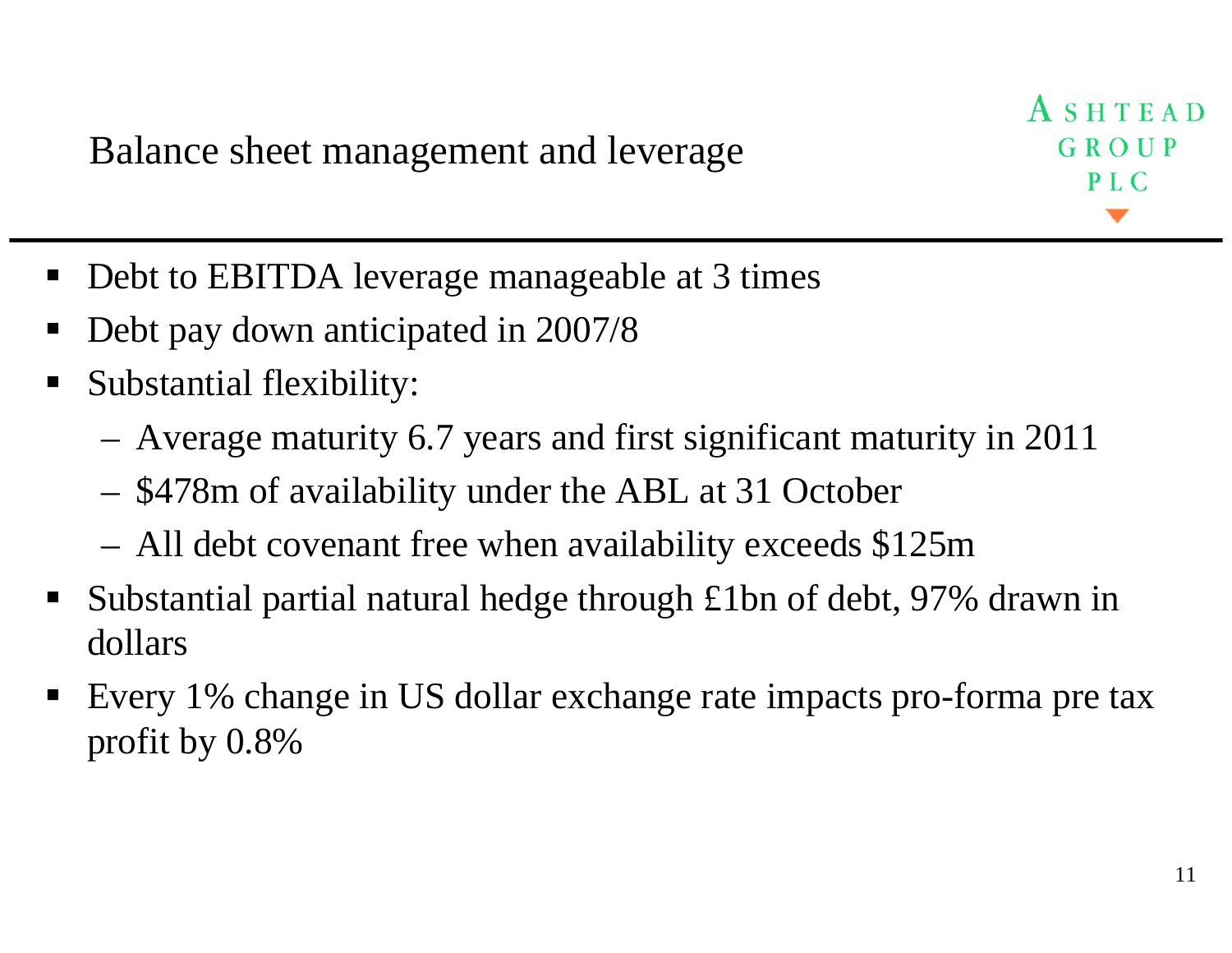# Balance sheet management and leverage

ASHTEAD GROUP PLC

- Debt to EBITDA leverage manageable at 3 times
- Debt pay down anticipated in 2007/8
- Substantial flexibility:
  - Average maturity 6.7 years and first significant maturity in 2011
  - $478m of availability under the ABL at 31 October
  - All debt covenant free when availability exceeds $125m
- Substantial partial natural hedge through £1bn of debt, 97% drawn in dollars
- Every 1% change in US dollar exchange rate impacts pro-forma pre tax profit by 0.8%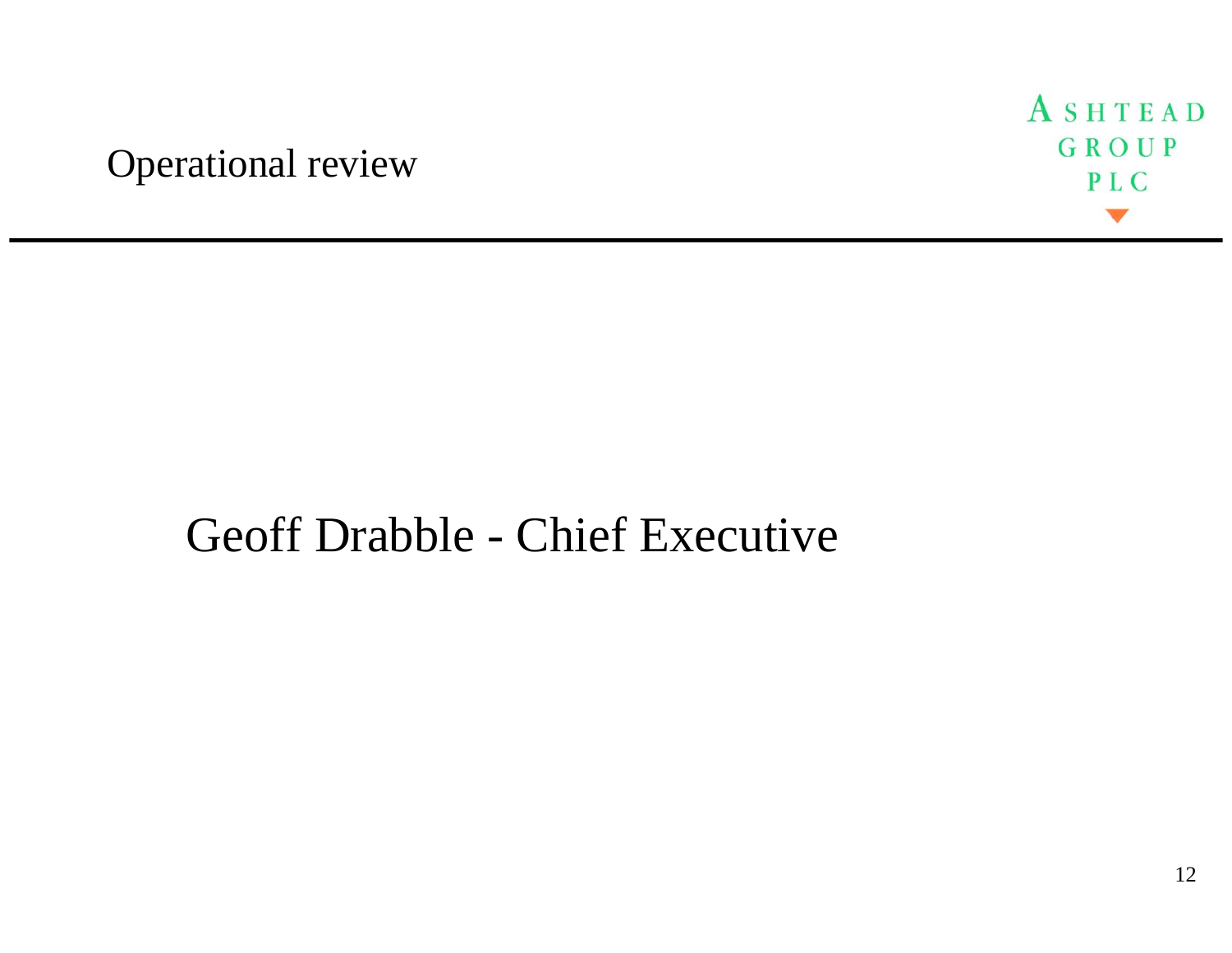# Operational review

## Geoff Drabble - Chief Executive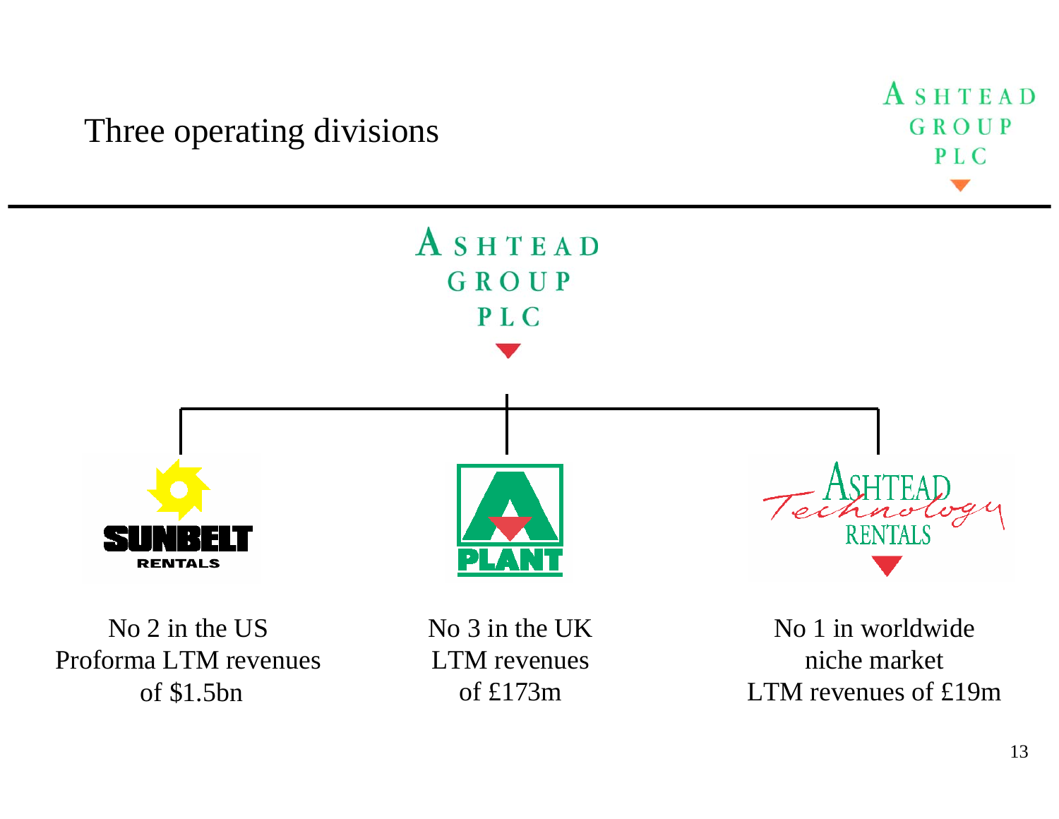# Three operating divisions

ASHTEAD GROUP PLC

| Sunbelt Rentals | A-Plant | Ashtead Technology Rentals |
|---|---|---|
| No 2 in the US<br>Proforma LTM revenues of $1.5bn | No 3 in the UK<br>LTM revenues of £173m | No 1 in worldwide niche market<br>LTM revenues of £19m |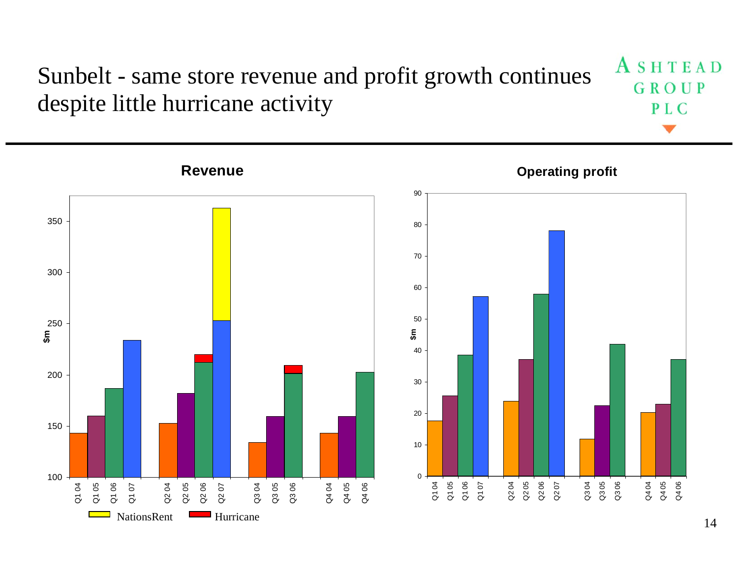# Sunbelt - same store revenue and profit growth continues despite little hurricane activity

ASHTEAD GROUP PLC

**Revenue**

$m

Q1 04, Q1 05, Q1 06, Q1 07, Q2 04, Q2 05, Q2 06, Q2 07, Q3 04, Q3 05, Q3 06, Q4 04, Q4 05, Q4 06

NationsRent   Hurricane

**Operating profit**

$m

Q1 04, Q1 05, Q1 06, Q1 07, Q2 04, Q2 05, Q2 06, Q2 07, Q3 04, Q3 05, Q3 06, Q4 04, Q4 05, Q4 06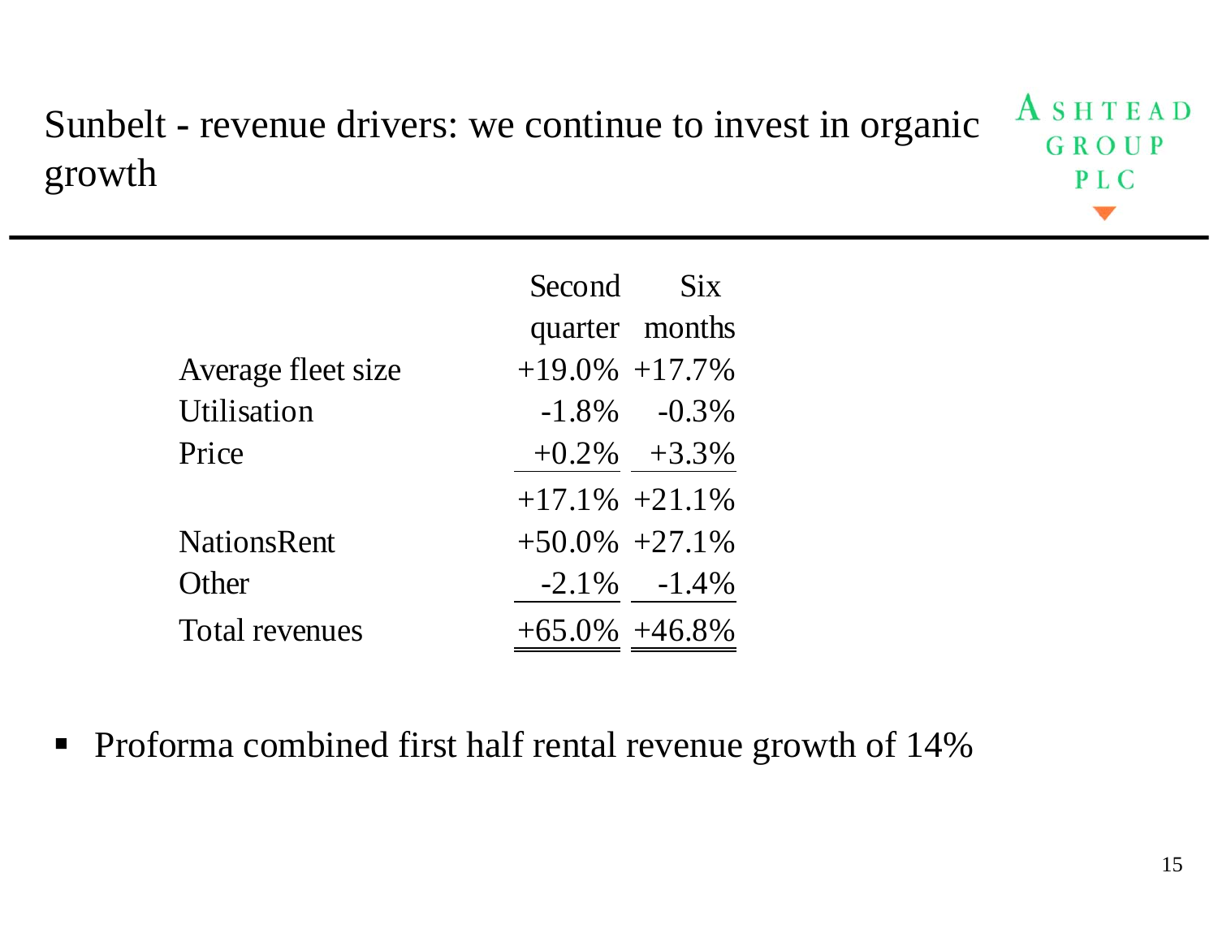# Sunbelt - revenue drivers: we continue to invest in organic growth

| | Second quarter | Six months |
|---|---|---|
| Average fleet size | +19.0% | +17.7% |
| Utilisation | -1.8% | -0.3% |
| Price | +0.2% | +3.3% |
| | +17.1% | +21.1% |
| NationsRent | +50.0% | +27.1% |
| Other | -2.1% | -1.4% |
| Total revenues | +65.0% | +46.8% |

- Proforma combined first half rental revenue growth of 14%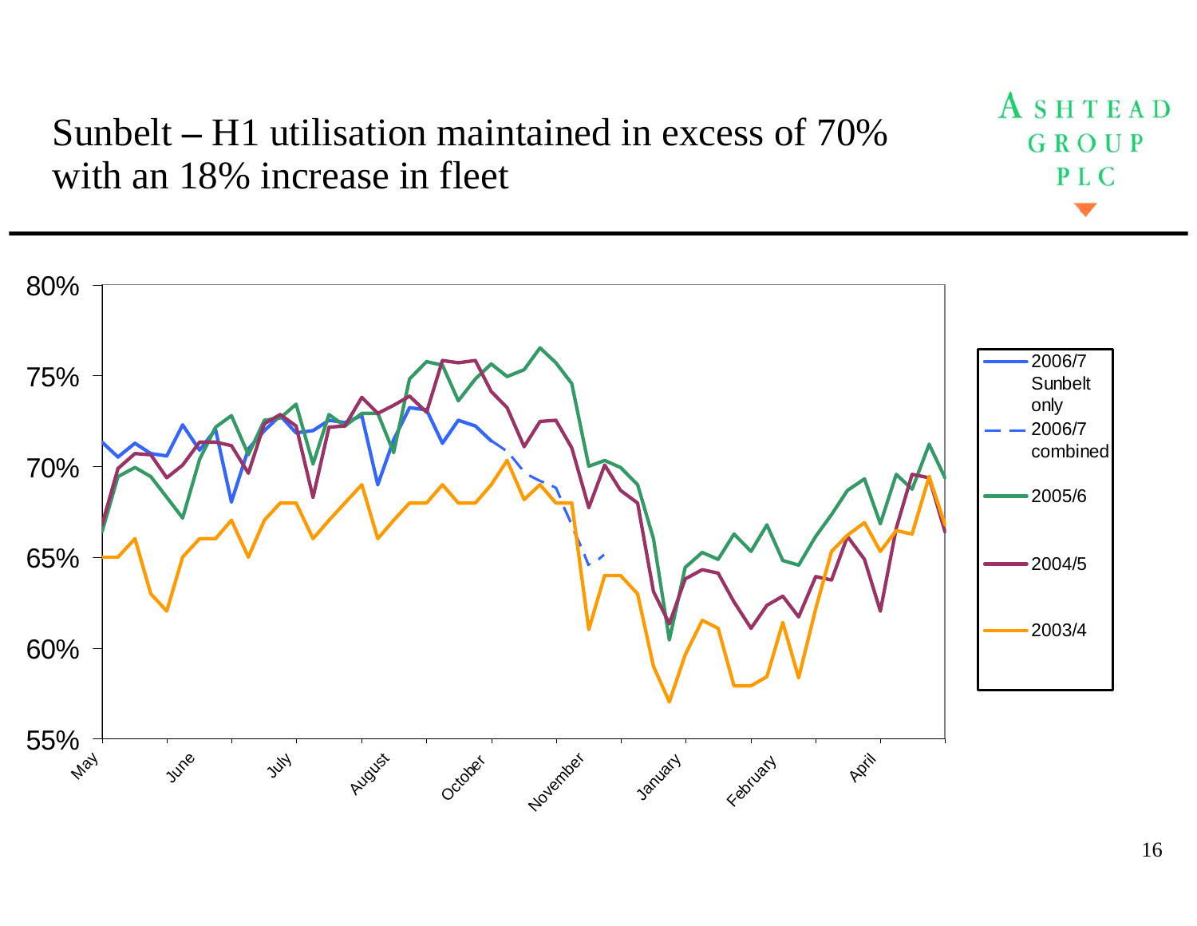# Sunbelt – H1 utilisation maintained in excess of 70% with an 18% increase in fleet

ASHTEAD GROUP PLC

| Axis | Values |
| --- | --- |
| Y-axis | 55%, 60%, 65%, 70%, 75%, 80% |
| X-axis | May, June, July, August, October, November, January, February, April |

Legend:
- 2006/7 Sunbelt only
- 2006/7 combined
- 2005/6
- 2004/5
- 2003/4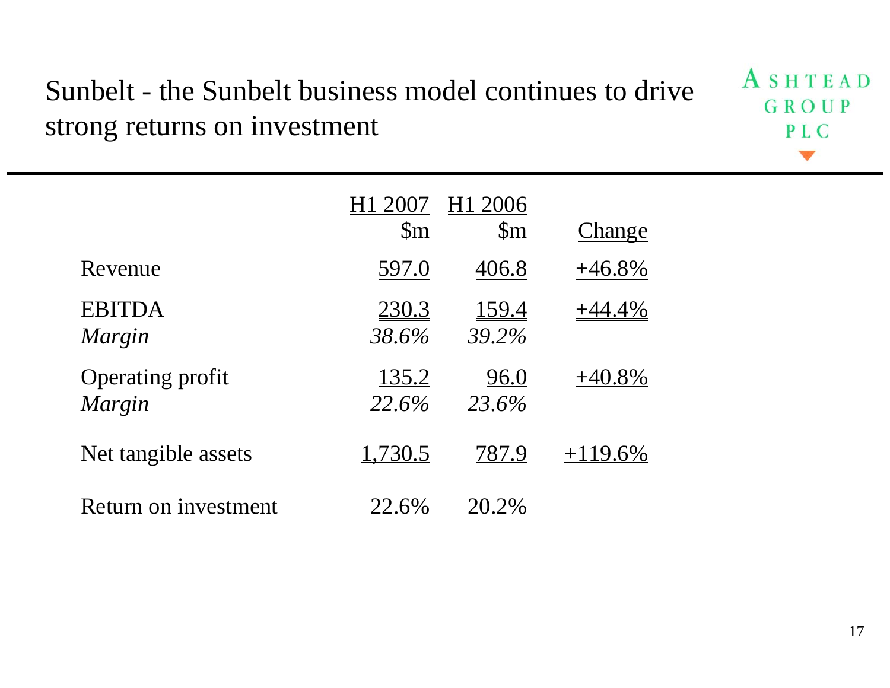# Sunbelt - the Sunbelt business model continues to drive strong returns on investment

ASHTEAD GROUP PLC

| | H1 2007 $m | H1 2006 $m | Change |
|---|---|---|---|
| Revenue | 597.0 | 406.8 | +46.8% |
| EBITDA | 230.3 | 159.4 | +44.4% |
| *Margin* | *38.6%* | *39.2%* | |
| Operating profit | 135.2 | 96.0 | +40.8% |
| *Margin* | *22.6%* | *23.6%* | |
| Net tangible assets | 1,730.5 | 787.9 | +119.6% |
| Return on investment | 22.6% | 20.2% | |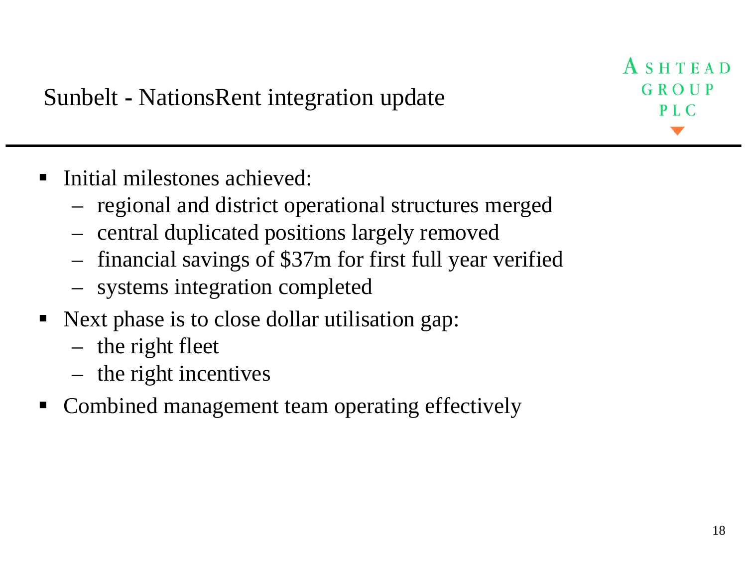# Sunbelt - NationsRent integration update

- Initial milestones achieved:
  - regional and district operational structures merged
  - central duplicated positions largely removed
  - financial savings of $37m for first full year verified
  - systems integration completed
- Next phase is to close dollar utilisation gap:
  - the right fleet
  - the right incentives
- Combined management team operating effectively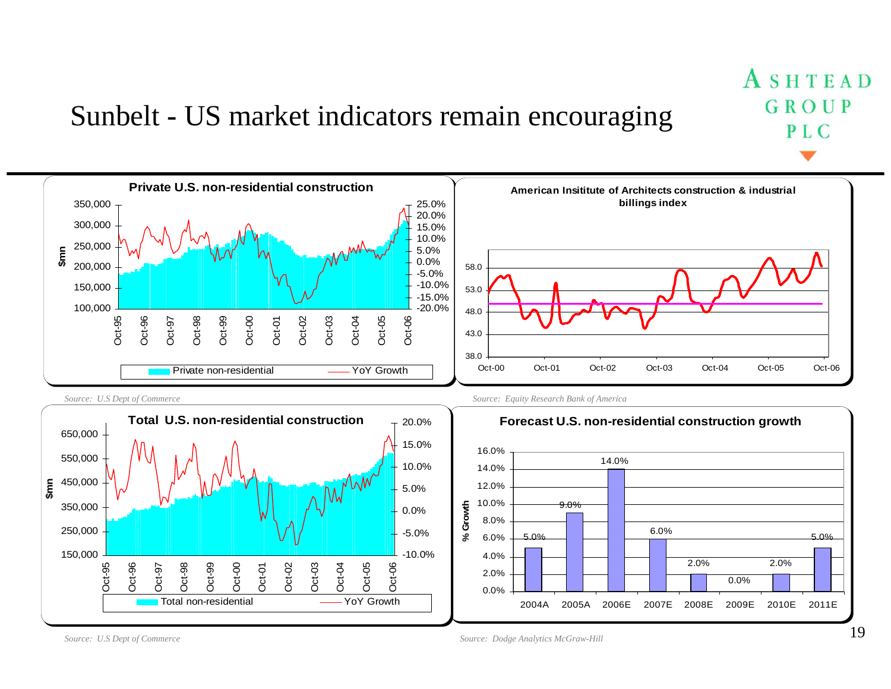# Sunbelt - US market indicators remain encouraging

## Private U.S. non-residential construction

Legend: Private non-residential; YoY Growth

Left axis ($mn): 100,000 – 350,000. Right axis: -20.0% – 25.0%. X axis: Oct-95 to Oct-06.

*Source: U.S Dept of Commerce*

## American Insititute of Architects construction & industrial billings index

Y axis: 38.0 – 58.0. X axis: Oct-00 to Oct-06.

*Source: Equity Research Bank of America*

## Total U.S. non-residential construction

Legend: Total non-residential; YoY Growth

Left axis ($mn): 150,000 – 650,000. Right axis: -10.0% – 20.0%. X axis: Oct-95 to Oct-06.

*Source: U.S Dept of Commerce*

## Forecast U.S. non-residential construction growth

| Year | % Growth |
|---|---|
| 2004A | 5.0% |
| 2005A | 9.0% |
| 2006E | 14.0% |
| 2007E | 6.0% |
| 2008E | 2.0% |
| 2009E | 0.0% |
| 2010E | 2.0% |
| 2011E | 5.0% |

*Source: Dodge Analytics McGraw-Hill*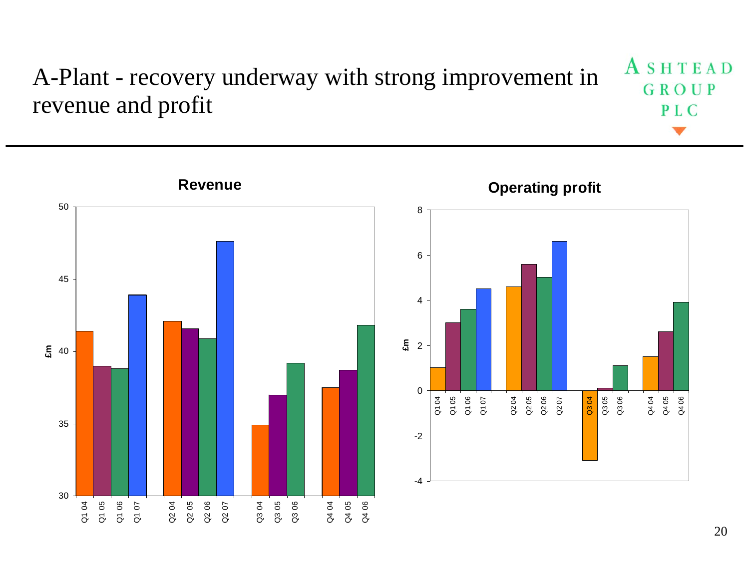# A-Plant - recovery underway with strong improvement in revenue and profit

ASHTEAD GROUP PLC

**Revenue**

£m

50
45
40
35
30

Q1 04 Q1 05 Q1 06 Q1 07 Q2 04 Q2 05 Q2 06 Q2 07 Q3 04 Q3 05 Q3 06 Q4 04 Q4 05 Q4 06

**Operating profit**

£m

8
6
4
2
0
-2
-4

Q1 04 Q1 05 Q1 06 Q1 07 Q2 04 Q2 05 Q2 06 Q2 07 Q3 04 Q3 05 Q3 06 Q4 04 Q4 05 Q4 06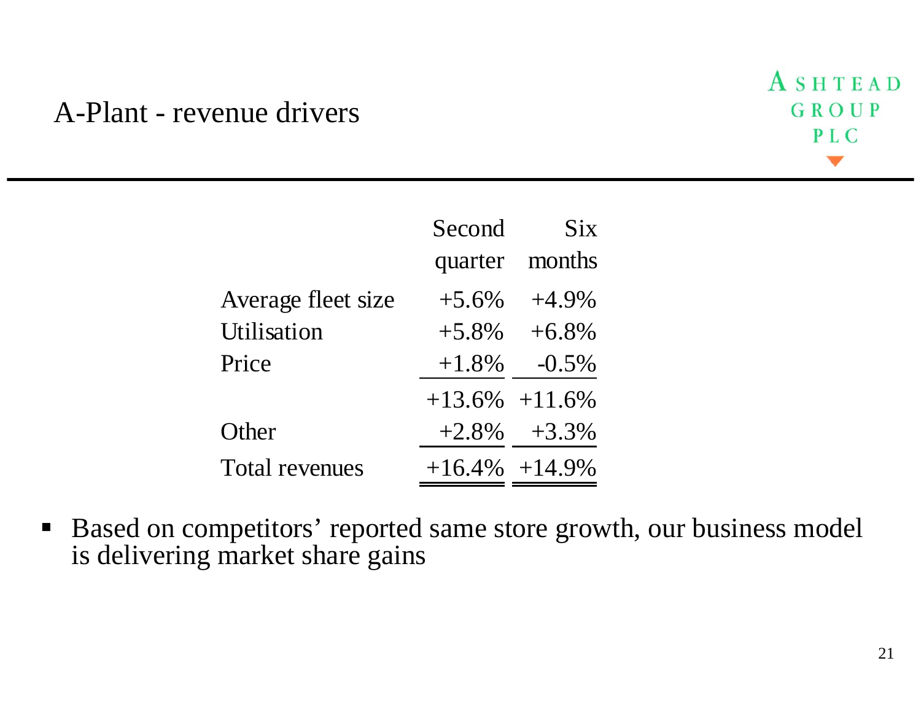# A-Plant - revenue drivers

| | Second quarter | Six months |
|---|---|---|
| Average fleet size | +5.6% | +4.9% |
| Utilisation | +5.8% | +6.8% |
| Price | +1.8% | -0.5% |
| | +13.6% | +11.6% |
| Other | +2.8% | +3.3% |
| Total revenues | +16.4% | +14.9% |

- Based on competitors' reported same store growth, our business model is delivering market share gains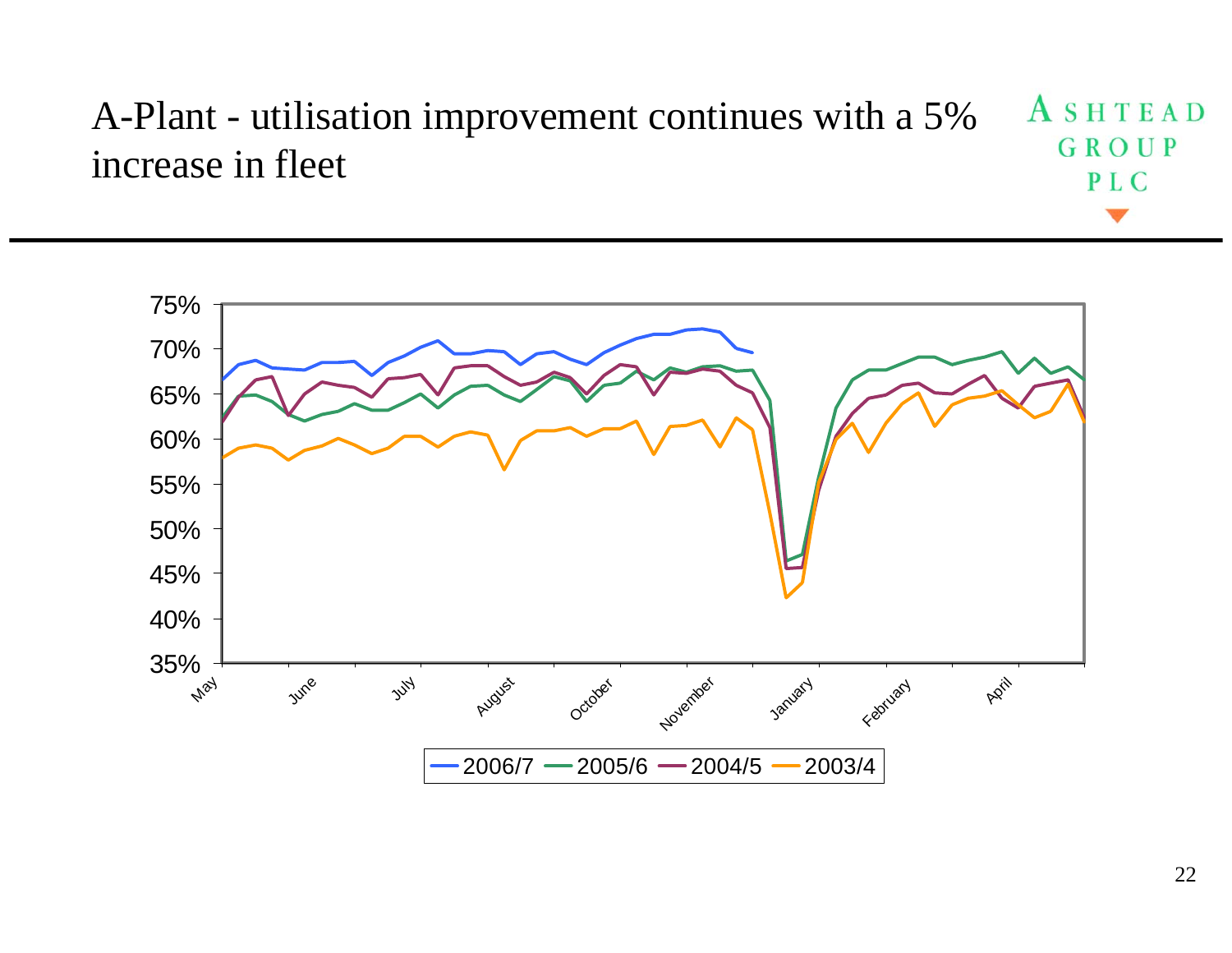# A-Plant - utilisation improvement continues with a 5% increase in fleet

ASHTEAD GROUP PLC

75%
70%
65%
60%
55%
50%
45%
40%
35%

May June July August October November January February April

2006/7 2005/6 2004/5 2003/4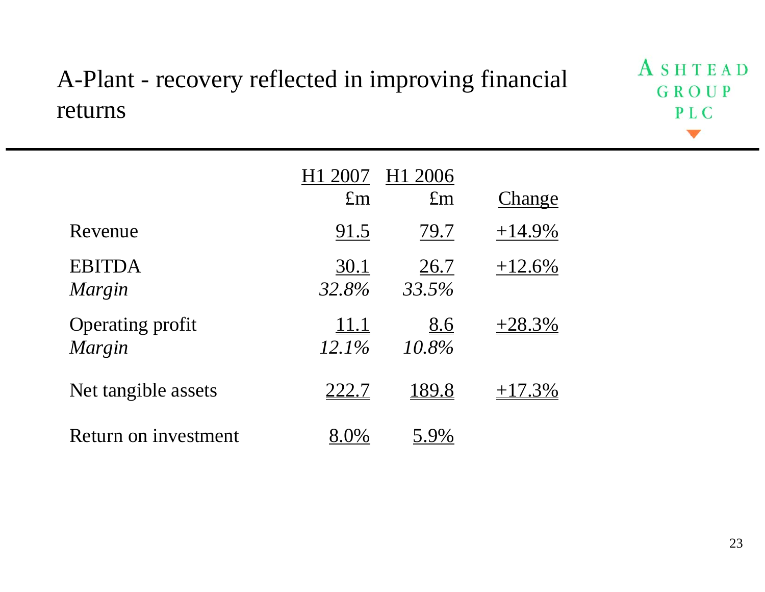# A-Plant - recovery reflected in improving financial returns

ASHTEAD GROUP PLC

| | H1 2007<br>£m | H1 2006<br>£m | Change |
|---|---|---|---|
| Revenue | 91.5 | 79.7 | +14.9% |
| EBITDA | 30.1 | 26.7 | +12.6% |
| *Margin* | *32.8%* | *33.5%* | |
| Operating profit | 11.1 | 8.6 | +28.3% |
| *Margin* | *12.1%* | *10.8%* | |
| Net tangible assets | 222.7 | 189.8 | +17.3% |
| Return on investment | 8.0% | 5.9% | |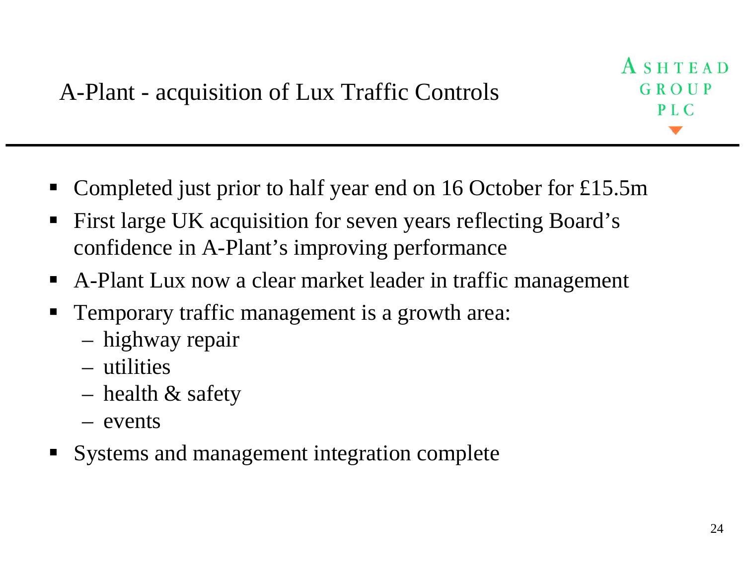# A-Plant - acquisition of Lux Traffic Controls

- Completed just prior to half year end on 16 October for £15.5m
- First large UK acquisition for seven years reflecting Board's confidence in A-Plant's improving performance
- A-Plant Lux now a clear market leader in traffic management
- Temporary traffic management is a growth area:
  - highway repair
  - utilities
  - health & safety
  - events
- Systems and management integration complete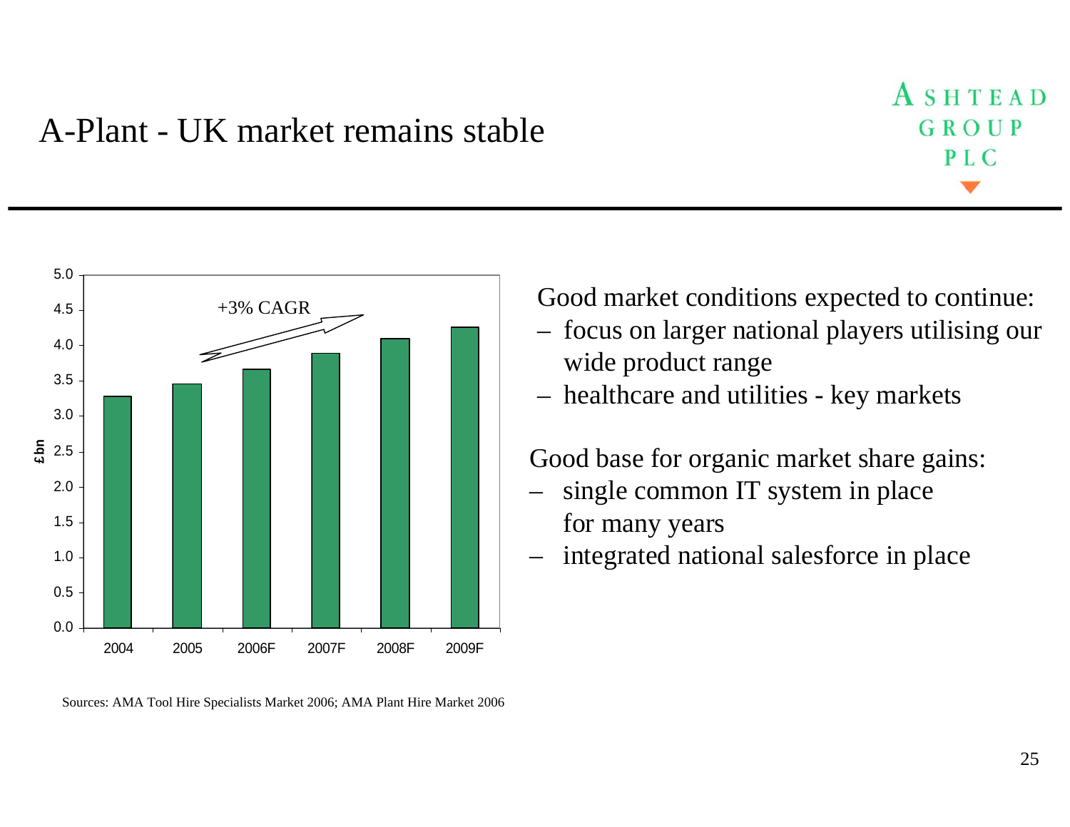# A-Plant - UK market remains stable

ASHTEAD GROUP PLC

| Year | £bn |
|---|---|
| 2004 | 3.3 |
| 2005 | 3.45 |
| 2006F | 3.65 |
| 2007F | 3.9 |
| 2008F | 4.1 |
| 2009F | 4.25 |

+3% CAGR

Good market conditions expected to continue:

- focus on larger national players utilising our wide product range
- healthcare and utilities - key markets

Good base for organic market share gains:

- single common IT system in place for many years
- integrated national salesforce in place

Sources: AMA Tool Hire Specialists Market 2006; AMA Plant Hire Market 2006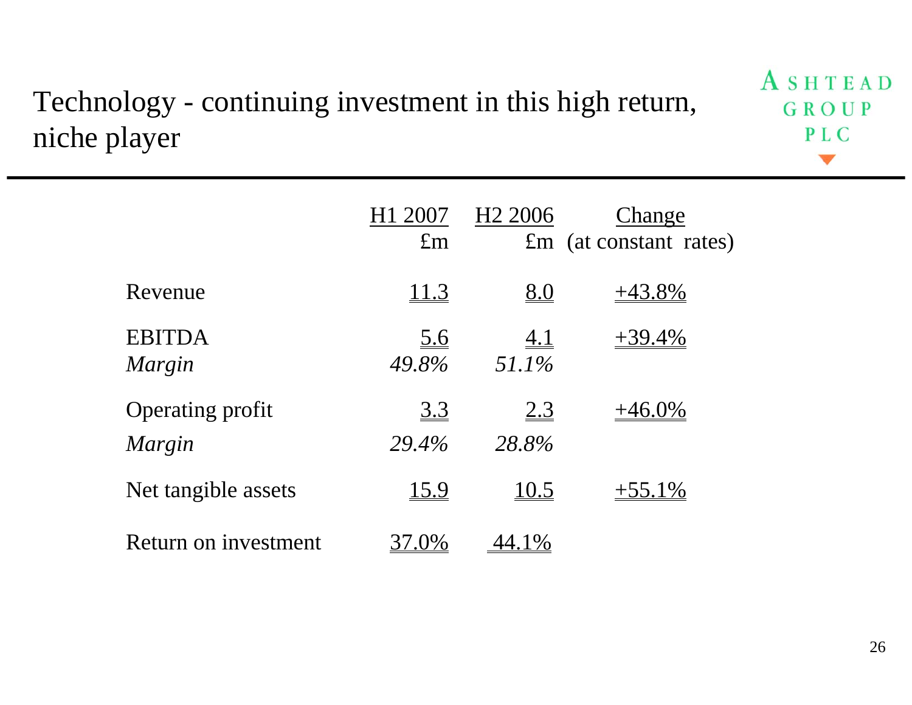# Technology - continuing investment in this high return, niche player

ASHTEAD GROUP PLC

| | H1 2007 £m | H2 2006 £m | Change (at constant rates) |
|---|---|---|---|
| Revenue | 11.3 | 8.0 | +43.8% |
| EBITDA | 5.6 | 4.1 | +39.4% |
| *Margin* | *49.8%* | *51.1%* | |
| Operating profit | 3.3 | 2.3 | +46.0% |
| *Margin* | *29.4%* | *28.8%* | |
| Net tangible assets | 15.9 | 10.5 | +55.1% |
| Return on investment | 37.0% | 44.1% | |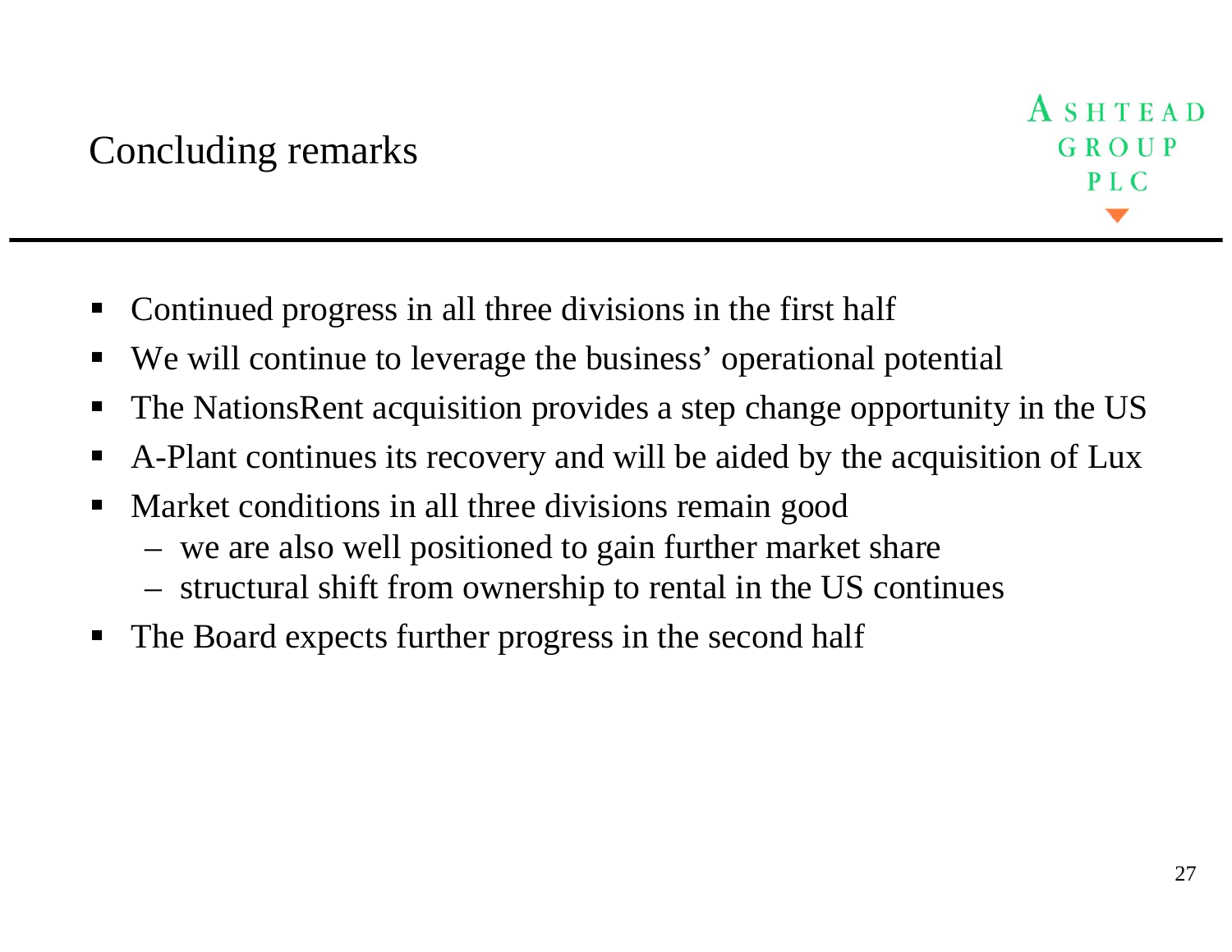# Concluding remarks

ASHTEAD GROUP PLC

- Continued progress in all three divisions in the first half
- We will continue to leverage the business' operational potential
- The NationsRent acquisition provides a step change opportunity in the US
- A-Plant continues its recovery and will be aided by the acquisition of Lux
- Market conditions in all three divisions remain good
  - we are also well positioned to gain further market share
  - structural shift from ownership to rental in the US continues
- The Board expects further progress in the second half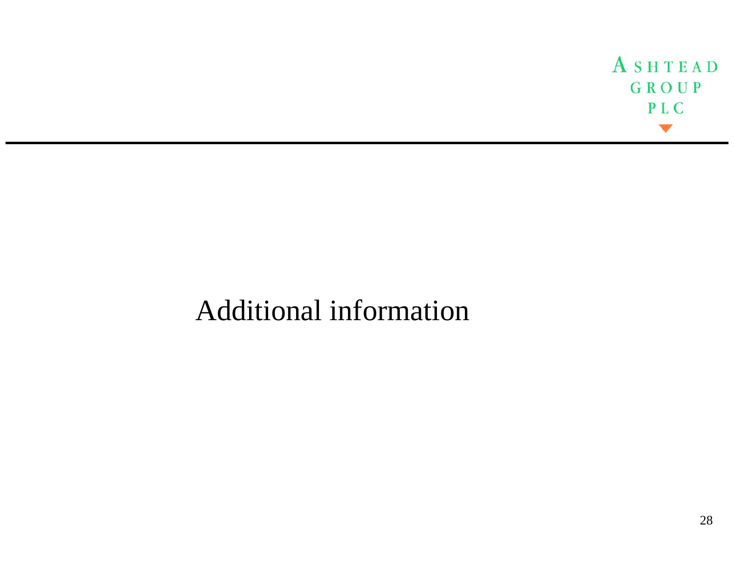# Additional information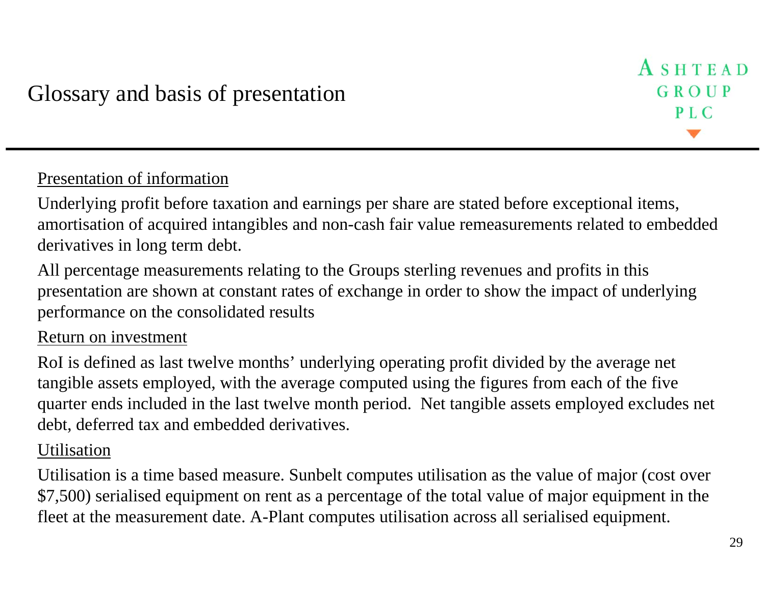# Glossary and basis of presentation

ASHTEAD GROUP PLC

Presentation of information

Underlying profit before taxation and earnings per share are stated before exceptional items, amortisation of acquired intangibles and non-cash fair value remeasurements related to embedded derivatives in long term debt.

All percentage measurements relating to the Groups sterling revenues and profits in this presentation are shown at constant rates of exchange in order to show the impact of underlying performance on the consolidated results

Return on investment

RoI is defined as last twelve months' underlying operating profit divided by the average net tangible assets employed, with the average computed using the figures from each of the five quarter ends included in the last twelve month period. Net tangible assets employed excludes net debt, deferred tax and embedded derivatives.

Utilisation

Utilisation is a time based measure. Sunbelt computes utilisation as the value of major (cost over $7,500) serialised equipment on rent as a percentage of the total value of major equipment in the fleet at the measurement date. A-Plant computes utilisation across all serialised equipment.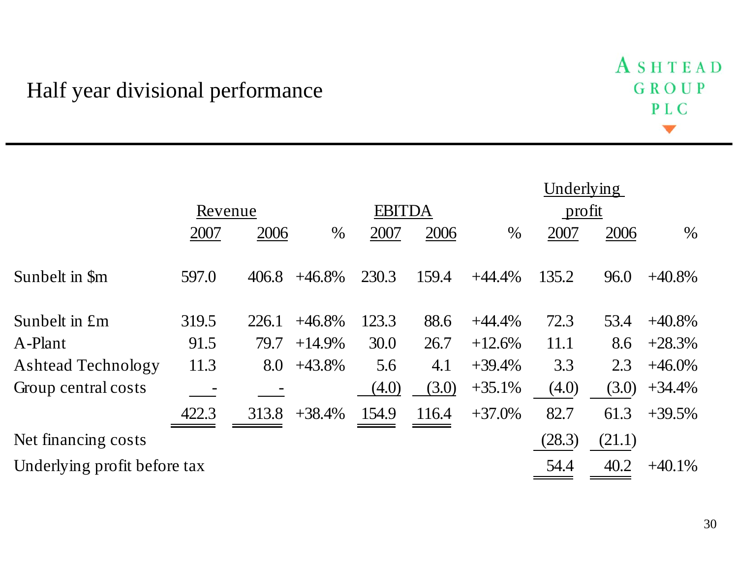# Half year divisional performance

| | Revenue | | | EBITDA | | | Underlying profit | | |
|---|---|---|---|---|---|---|---|---|---|
| | 2007 | 2006 | % | 2007 | 2006 | % | 2007 | 2006 | % |
| Sunbelt in $m | 597.0 | 406.8 | +46.8% | 230.3 | 159.4 | +44.4% | 135.2 | 96.0 | +40.8% |
| Sunbelt in £m | 319.5 | 226.1 | +46.8% | 123.3 | 88.6 | +44.4% | 72.3 | 53.4 | +40.8% |
| A-Plant | 91.5 | 79.7 | +14.9% | 30.0 | 26.7 | +12.6% | 11.1 | 8.6 | +28.3% |
| Ashtead Technology | 11.3 | 8.0 | +43.8% | 5.6 | 4.1 | +39.4% | 3.3 | 2.3 | +46.0% |
| Group central costs | - | - | | (4.0) | (3.0) | +35.1% | (4.0) | (3.0) | +34.4% |
| | 422.3 | 313.8 | +38.4% | 154.9 | 116.4 | +37.0% | 82.7 | 61.3 | +39.5% |
| Net financing costs | | | | | | | (28.3) | (21.1) | |
| Underlying profit before tax | | | | | | | 54.4 | 40.2 | +40.1% |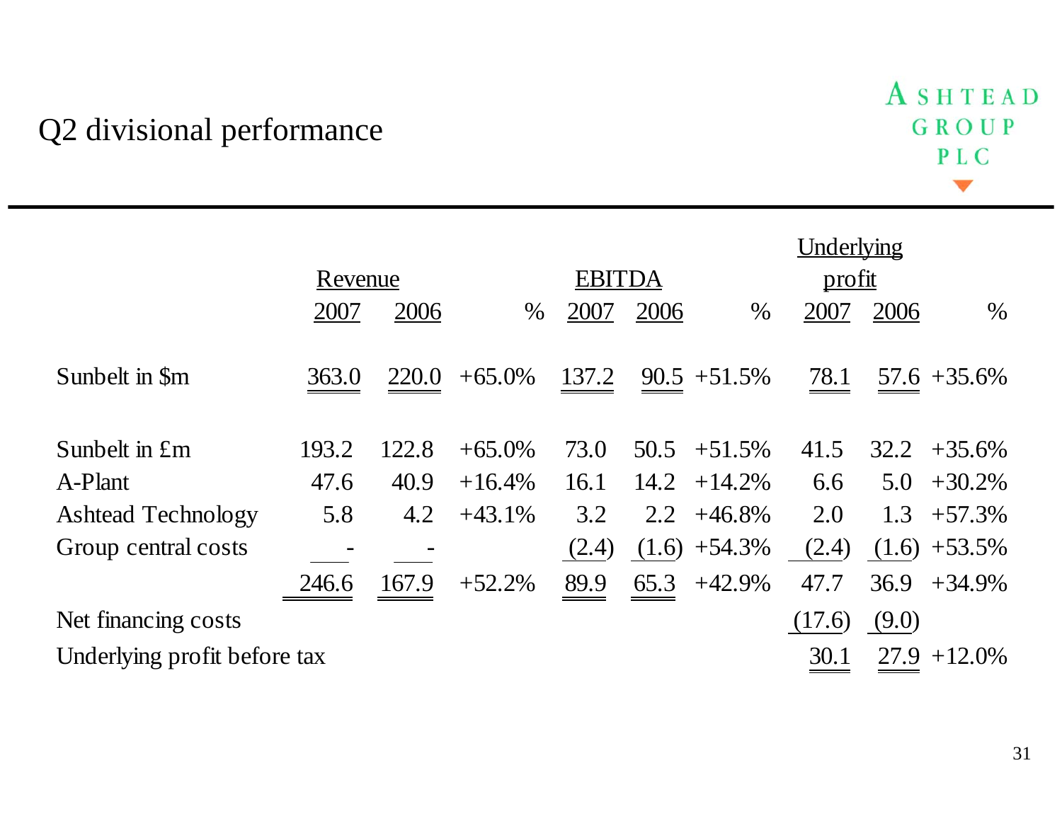# Q2 divisional performance

| | Revenue | | | EBITDA | | | Underlying profit | | |
|---|---|---|---|---|---|---|---|---|---|
| | 2007 | 2006 | % | 2007 | 2006 | % | 2007 | 2006 | % |
| Sunbelt in $m | 363.0 | 220.0 | +65.0% | 137.2 | 90.5 | +51.5% | 78.1 | 57.6 | +35.6% |
| Sunbelt in £m | 193.2 | 122.8 | +65.0% | 73.0 | 50.5 | +51.5% | 41.5 | 32.2 | +35.6% |
| A-Plant | 47.6 | 40.9 | +16.4% | 16.1 | 14.2 | +14.2% | 6.6 | 5.0 | +30.2% |
| Ashtead Technology | 5.8 | 4.2 | +43.1% | 3.2 | 2.2 | +46.8% | 2.0 | 1.3 | +57.3% |
| Group central costs | - | - | | (2.4) | (1.6) | +54.3% | (2.4) | (1.6) | +53.5% |
| | 246.6 | 167.9 | +52.2% | 89.9 | 65.3 | +42.9% | 47.7 | 36.9 | +34.9% |
| Net financing costs | | | | | | | (17.6) | (9.0) | |
| Underlying profit before tax | | | | | | | 30.1 | 27.9 | +12.0% |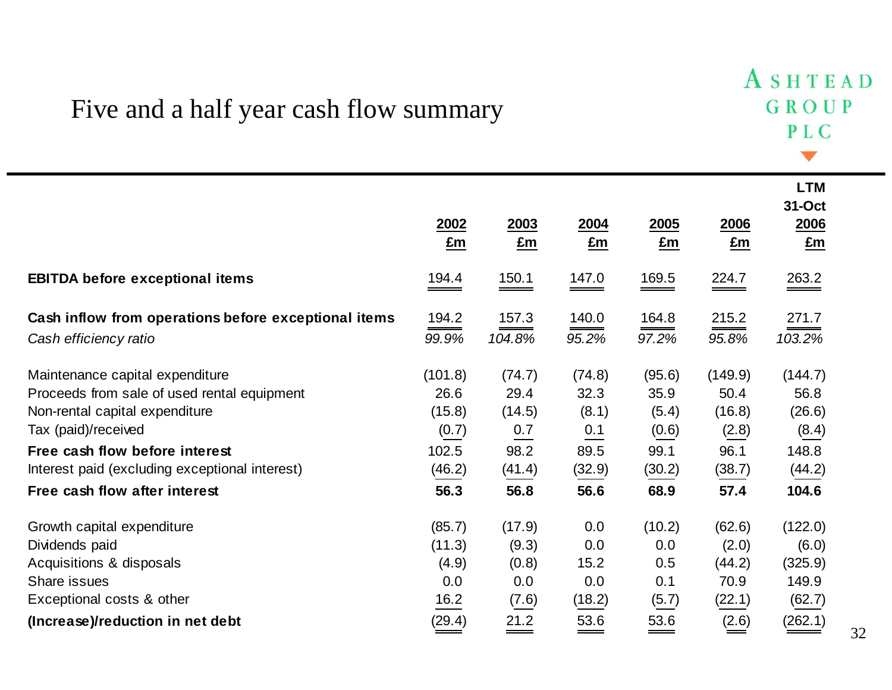# Five and a half year cash flow summary

ASHTEAD GROUP PLC

| | 2002 £m | 2003 £m | 2004 £m | 2005 £m | 2006 £m | LTM 31-Oct 2006 £m |
|---|---|---|---|---|---|---|
| **EBITDA before exceptional items** | 194.4 | 150.1 | 147.0 | 169.5 | 224.7 | 263.2 |
| **Cash inflow from operations before exceptional items** | 194.2 | 157.3 | 140.0 | 164.8 | 215.2 | 271.7 |
| *Cash efficiency ratio* | *99.9%* | *104.8%* | *95.2%* | *97.2%* | *95.8%* | *103.2%* |
| Maintenance capital expenditure | (101.8) | (74.7) | (74.8) | (95.6) | (149.9) | (144.7) |
| Proceeds from sale of used rental equipment | 26.6 | 29.4 | 32.3 | 35.9 | 50.4 | 56.8 |
| Non-rental capital expenditure | (15.8) | (14.5) | (8.1) | (5.4) | (16.8) | (26.6) |
| Tax (paid)/received | (0.7) | 0.7 | 0.1 | (0.6) | (2.8) | (8.4) |
| **Free cash flow before interest** | 102.5 | 98.2 | 89.5 | 99.1 | 96.1 | 148.8 |
| Interest paid (excluding exceptional interest) | (46.2) | (41.4) | (32.9) | (30.2) | (38.7) | (44.2) |
| **Free cash flow after interest** | **56.3** | **56.8** | **56.6** | **68.9** | **57.4** | **104.6** |
| Growth capital expenditure | (85.7) | (17.9) | 0.0 | (10.2) | (62.6) | (122.0) |
| Dividends paid | (11.3) | (9.3) | 0.0 | 0.0 | (2.0) | (6.0) |
| Acquisitions & disposals | (4.9) | (0.8) | 15.2 | 0.5 | (44.2) | (325.9) |
| Share issues | 0.0 | 0.0 | 0.0 | 0.1 | 70.9 | 149.9 |
| Exceptional costs & other | 16.2 | (7.6) | (18.2) | (5.7) | (22.1) | (62.7) |
| **(Increase)/reduction in net debt** | (29.4) | 21.2 | 53.6 | 53.6 | (2.6) | (262.1) |